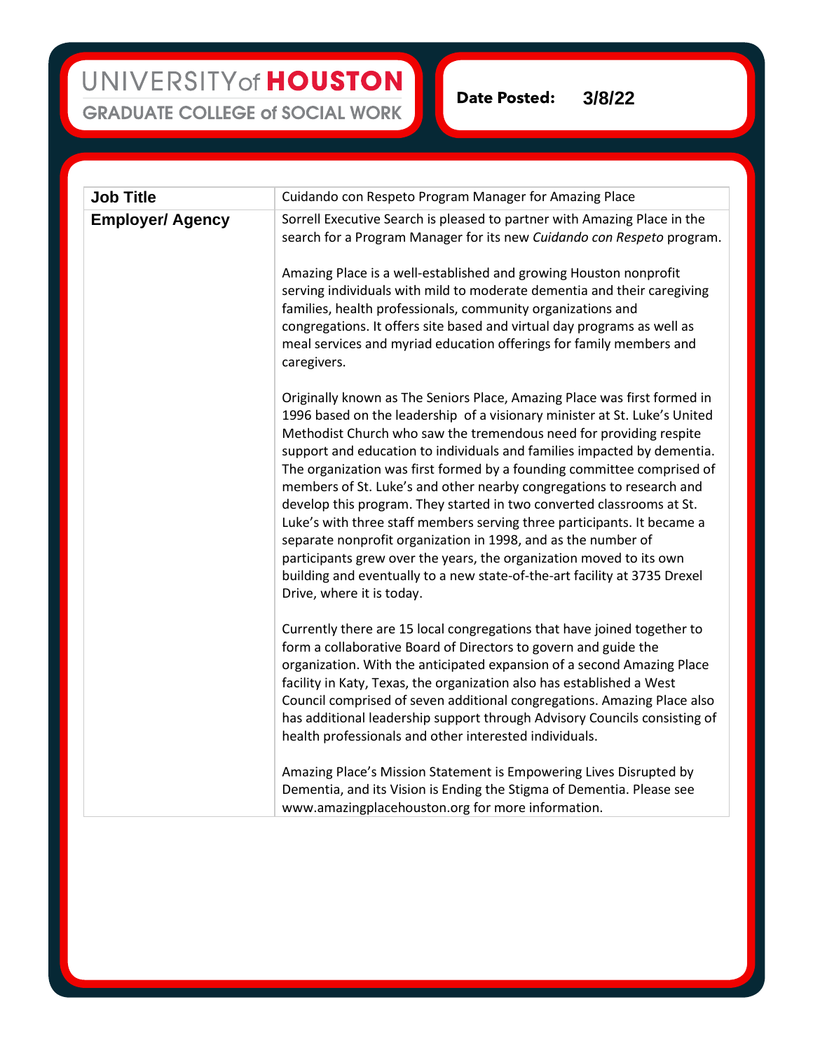UNIVERSITY of HOUSTON
GRADUATE COLLEGE of SOCIAL WORK

**Date Posted:** 3/8/22

| **Job Title** | Cuidando con Respeto Program Manager for Amazing Place |
|---|---|
| **Employer/ Agency** | Sorrell Executive Search is pleased to partner with Amazing Place in the search for a Program Manager for its new *Cuidando con Respeto* program.<br><br>Amazing Place is a well-established and growing Houston nonprofit serving individuals with mild to moderate dementia and their caregiving families, health professionals, community organizations and congregations. It offers site based and virtual day programs as well as meal services and myriad education offerings for family members and caregivers.<br><br>Originally known as The Seniors Place, Amazing Place was first formed in 1996 based on the leadership of a visionary minister at St. Luke's United Methodist Church who saw the tremendous need for providing respite support and education to individuals and families impacted by dementia. The organization was first formed by a founding committee comprised of members of St. Luke's and other nearby congregations to research and develop this program. They started in two converted classrooms at St. Luke's with three staff members serving three participants. It became a separate nonprofit organization in 1998, and as the number of participants grew over the years, the organization moved to its own building and eventually to a new state-of-the-art facility at 3735 Drexel Drive, where it is today.<br><br>Currently there are 15 local congregations that have joined together to form a collaborative Board of Directors to govern and guide the organization. With the anticipated expansion of a second Amazing Place facility in Katy, Texas, the organization also has established a West Council comprised of seven additional congregations. Amazing Place also has additional leadership support through Advisory Councils consisting of health professionals and other interested individuals.<br><br>Amazing Place's Mission Statement is Empowering Lives Disrupted by Dementia, and its Vision is Ending the Stigma of Dementia. Please see www.amazingplacehouston.org for more information. |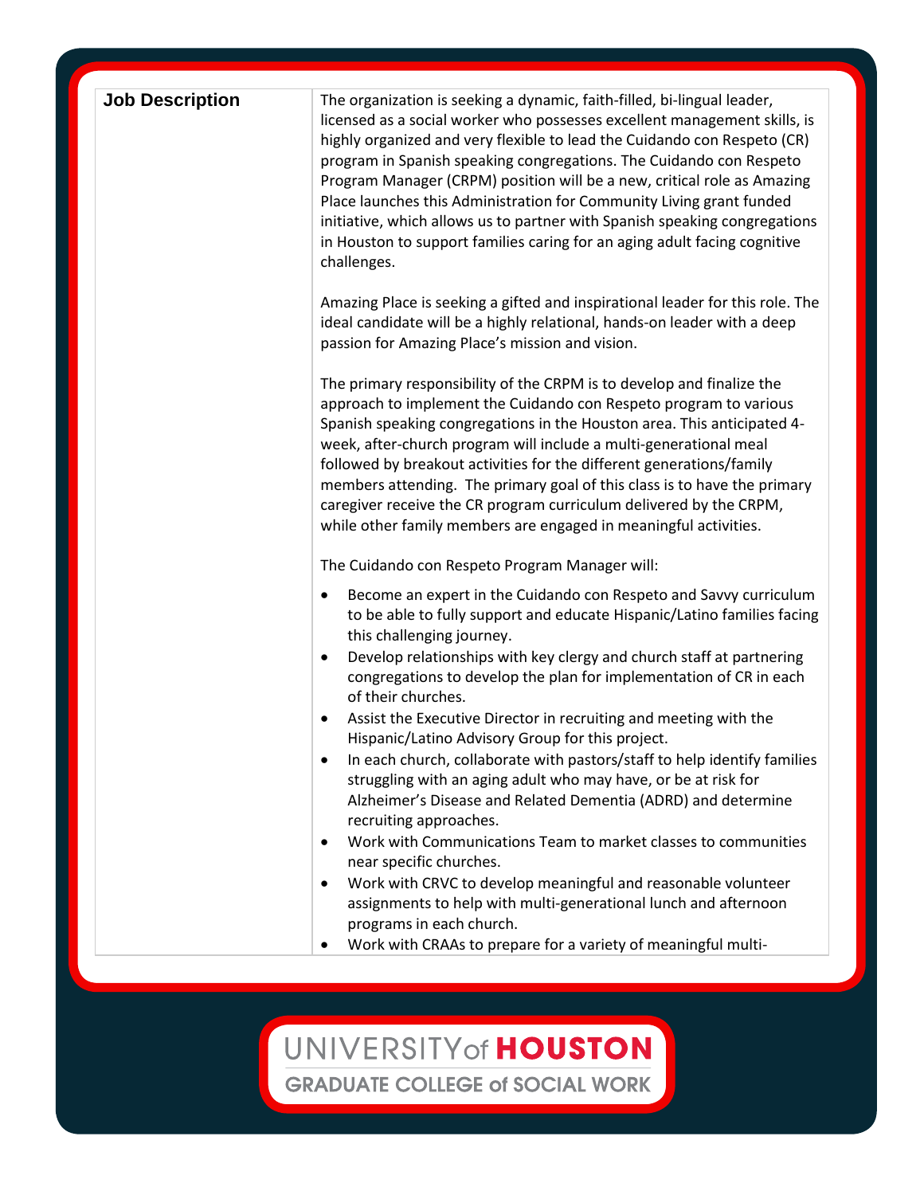| Job Description | The organization is seeking a dynamic, faith-filled, bi-lingual leader, licensed as a social worker who possesses excellent management skills, is highly organized and very flexible to lead the Cuidando con Respeto (CR) program in Spanish speaking congregations. The Cuidando con Respeto Program Manager (CRPM) position will be a new, critical role as Amazing Place launches this Administration for Community Living grant funded initiative, which allows us to partner with Spanish speaking congregations in Houston to support families caring for an aging adult facing cognitive challenges.<br><br>Amazing Place is seeking a gifted and inspirational leader for this role. The ideal candidate will be a highly relational, hands-on leader with a deep passion for Amazing Place's mission and vision.<br><br>The primary responsibility of the CRPM is to develop and finalize the approach to implement the Cuidando con Respeto program to various Spanish speaking congregations in the Houston area. This anticipated 4-week, after-church program will include a multi-generational meal followed by breakout activities for the different generations/family members attending. The primary goal of this class is to have the primary caregiver receive the CR program curriculum delivered by the CRPM, while other family members are engaged in meaningful activities.<br><br>The Cuidando con Respeto Program Manager will:<br><br>• Become an expert in the Cuidando con Respeto and Savvy curriculum to be able to fully support and educate Hispanic/Latino families facing this challenging journey.<br>• Develop relationships with key clergy and church staff at partnering congregations to develop the plan for implementation of CR in each of their churches.<br>• Assist the Executive Director in recruiting and meeting with the Hispanic/Latino Advisory Group for this project.<br>• In each church, collaborate with pastors/staff to help identify families struggling with an aging adult who may have, or be at risk for Alzheimer's Disease and Related Dementia (ADRD) and determine recruiting approaches.<br>• Work with Communications Team to market classes to communities near specific churches.<br>• Work with CRVC to develop meaningful and reasonable volunteer assignments to help with multi-generational lunch and afternoon programs in each church.<br>• Work with CRAAs to prepare for a variety of meaningful multi- |
|---|---|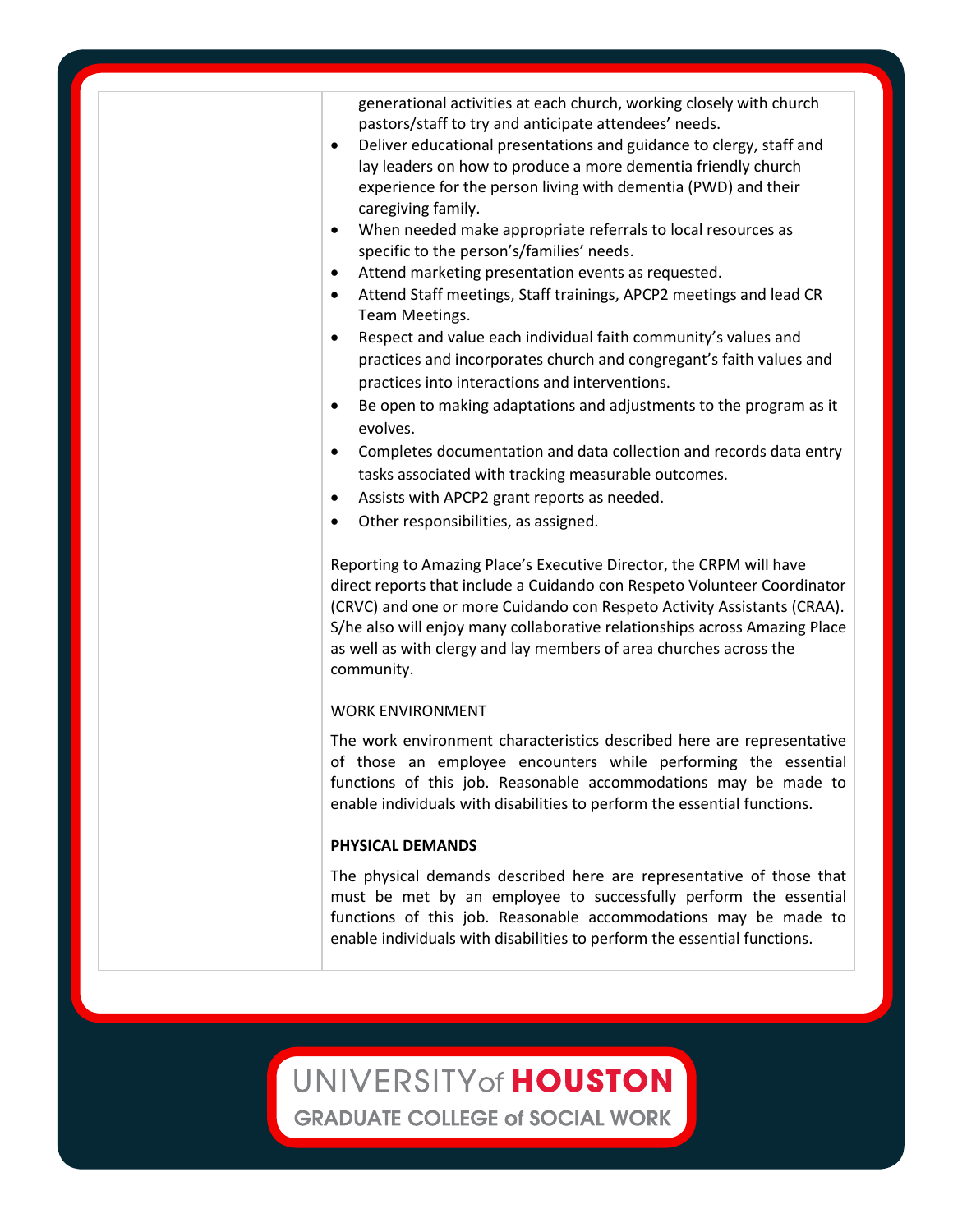generational activities at each church, working closely with church pastors/staff to try and anticipate attendees' needs.

- Deliver educational presentations and guidance to clergy, staff and lay leaders on how to produce a more dementia friendly church experience for the person living with dementia (PWD) and their caregiving family.
- When needed make appropriate referrals to local resources as specific to the person's/families' needs.
- Attend marketing presentation events as requested.
- Attend Staff meetings, Staff trainings, APCP2 meetings and lead CR Team Meetings.
- Respect and value each individual faith community's values and practices and incorporates church and congregant's faith values and practices into interactions and interventions.
- Be open to making adaptations and adjustments to the program as it evolves.
- Completes documentation and data collection and records data entry tasks associated with tracking measurable outcomes.
- Assists with APCP2 grant reports as needed.
- Other responsibilities, as assigned.

Reporting to Amazing Place's Executive Director, the CRPM will have direct reports that include a Cuidando con Respeto Volunteer Coordinator (CRVC) and one or more Cuidando con Respeto Activity Assistants (CRAA). S/he also will enjoy many collaborative relationships across Amazing Place as well as with clergy and lay members of area churches across the community.

WORK ENVIRONMENT

The work environment characteristics described here are representative of those an employee encounters while performing the essential functions of this job. Reasonable accommodations may be made to enable individuals with disabilities to perform the essential functions.

**PHYSICAL DEMANDS**

The physical demands described here are representative of those that must be met by an employee to successfully perform the essential functions of this job. Reasonable accommodations may be made to enable individuals with disabilities to perform the essential functions.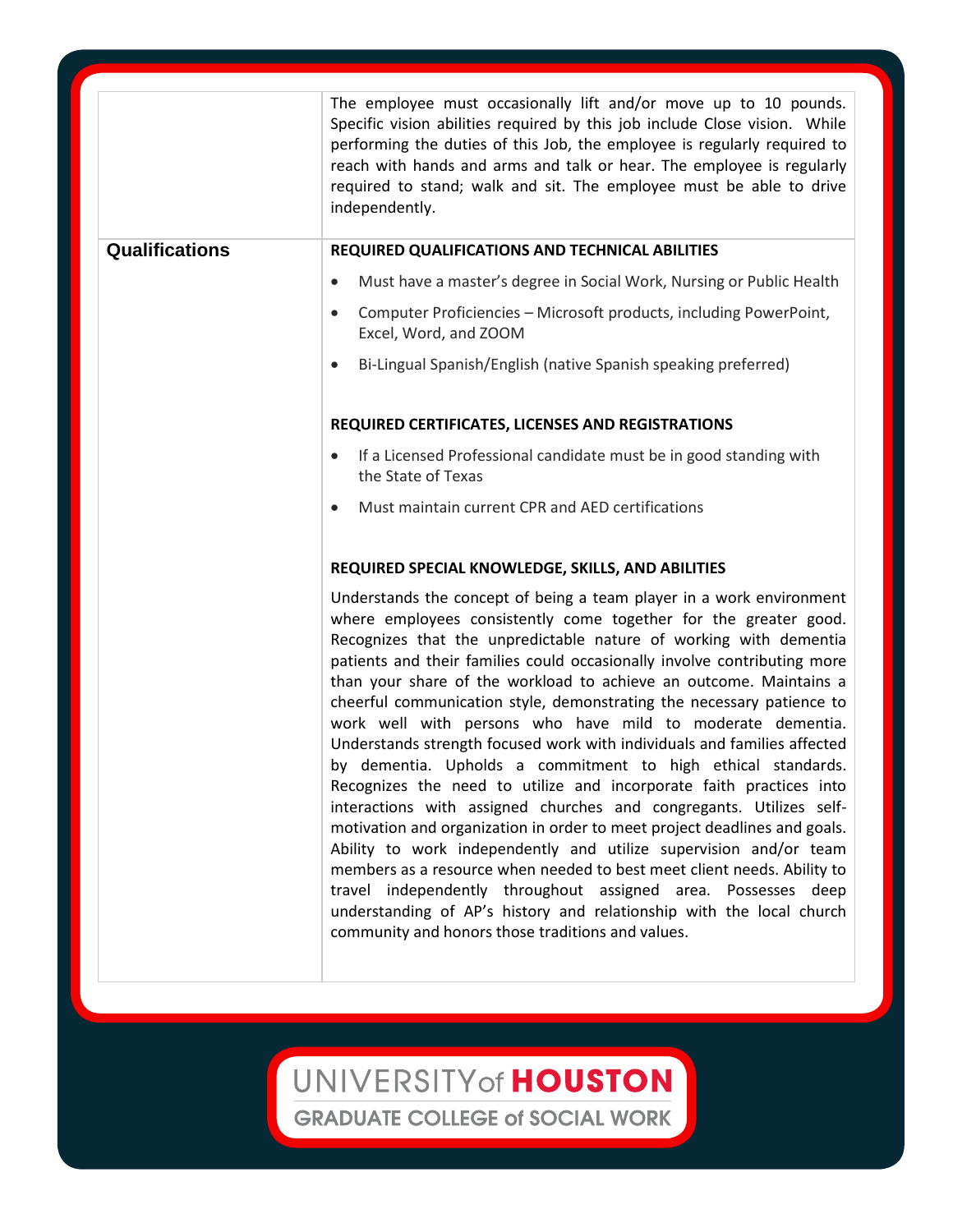| | |
|---|---|
| | The employee must occasionally lift and/or move up to 10 pounds. Specific vision abilities required by this job include Close vision. While performing the duties of this Job, the employee is regularly required to reach with hands and arms and talk or hear. The employee is regularly required to stand; walk and sit. The employee must be able to drive independently. |
| **Qualifications** | **REQUIRED QUALIFICATIONS AND TECHNICAL ABILITIES**<br>• Must have a master's degree in Social Work, Nursing or Public Health<br>• Computer Proficiencies – Microsoft products, including PowerPoint, Excel, Word, and ZOOM<br>• Bi-Lingual Spanish/English (native Spanish speaking preferred)<br><br>**REQUIRED CERTIFICATES, LICENSES AND REGISTRATIONS**<br>• If a Licensed Professional candidate must be in good standing with the State of Texas<br>• Must maintain current CPR and AED certifications<br><br>**REQUIRED SPECIAL KNOWLEDGE, SKILLS, AND ABILITIES**<br>Understands the concept of being a team player in a work environment where employees consistently come together for the greater good. Recognizes that the unpredictable nature of working with dementia patients and their families could occasionally involve contributing more than your share of the workload to achieve an outcome. Maintains a cheerful communication style, demonstrating the necessary patience to work well with persons who have mild to moderate dementia. Understands strength focused work with individuals and families affected by dementia. Upholds a commitment to high ethical standards. Recognizes the need to utilize and incorporate faith practices into interactions with assigned churches and congregants. Utilizes self-motivation and organization in order to meet project deadlines and goals. Ability to work independently and utilize supervision and/or team members as a resource when needed to best meet client needs. Ability to travel independently throughout assigned area. Possesses deep understanding of AP's history and relationship with the local church community and honors those traditions and values. |

UNIVERSITY of HOUSTON
GRADUATE COLLEGE of SOCIAL WORK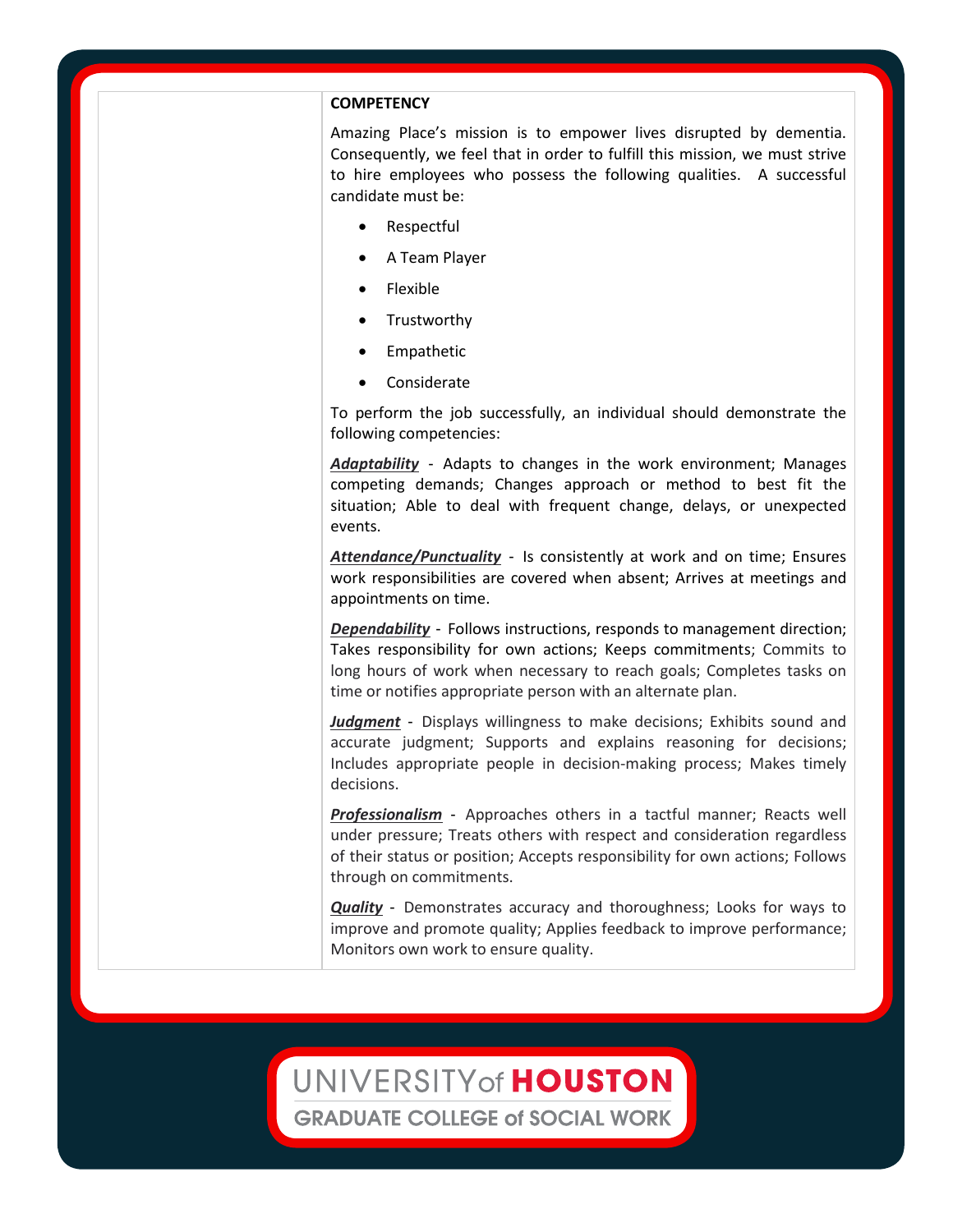**COMPETENCY**

Amazing Place's mission is to empower lives disrupted by dementia. Consequently, we feel that in order to fulfill this mission, we must strive to hire employees who possess the following qualities. A successful candidate must be:

- Respectful
- A Team Player
- Flexible
- Trustworthy
- Empathetic
- Considerate

To perform the job successfully, an individual should demonstrate the following competencies:

***Adaptability*** - Adapts to changes in the work environment; Manages competing demands; Changes approach or method to best fit the situation; Able to deal with frequent change, delays, or unexpected events.

***Attendance/Punctuality*** - Is consistently at work and on time; Ensures work responsibilities are covered when absent; Arrives at meetings and appointments on time.

***Dependability*** - Follows instructions, responds to management direction; Takes responsibility for own actions; Keeps commitments; Commits to long hours of work when necessary to reach goals; Completes tasks on time or notifies appropriate person with an alternate plan.

***Judgment*** - Displays willingness to make decisions; Exhibits sound and accurate judgment; Supports and explains reasoning for decisions; Includes appropriate people in decision-making process; Makes timely decisions.

***Professionalism*** - Approaches others in a tactful manner; Reacts well under pressure; Treats others with respect and consideration regardless of their status or position; Accepts responsibility for own actions; Follows through on commitments.

***Quality*** - Demonstrates accuracy and thoroughness; Looks for ways to improve and promote quality; Applies feedback to improve performance; Monitors own work to ensure quality.

UNIVERSITY of HOUSTON
GRADUATE COLLEGE of SOCIAL WORK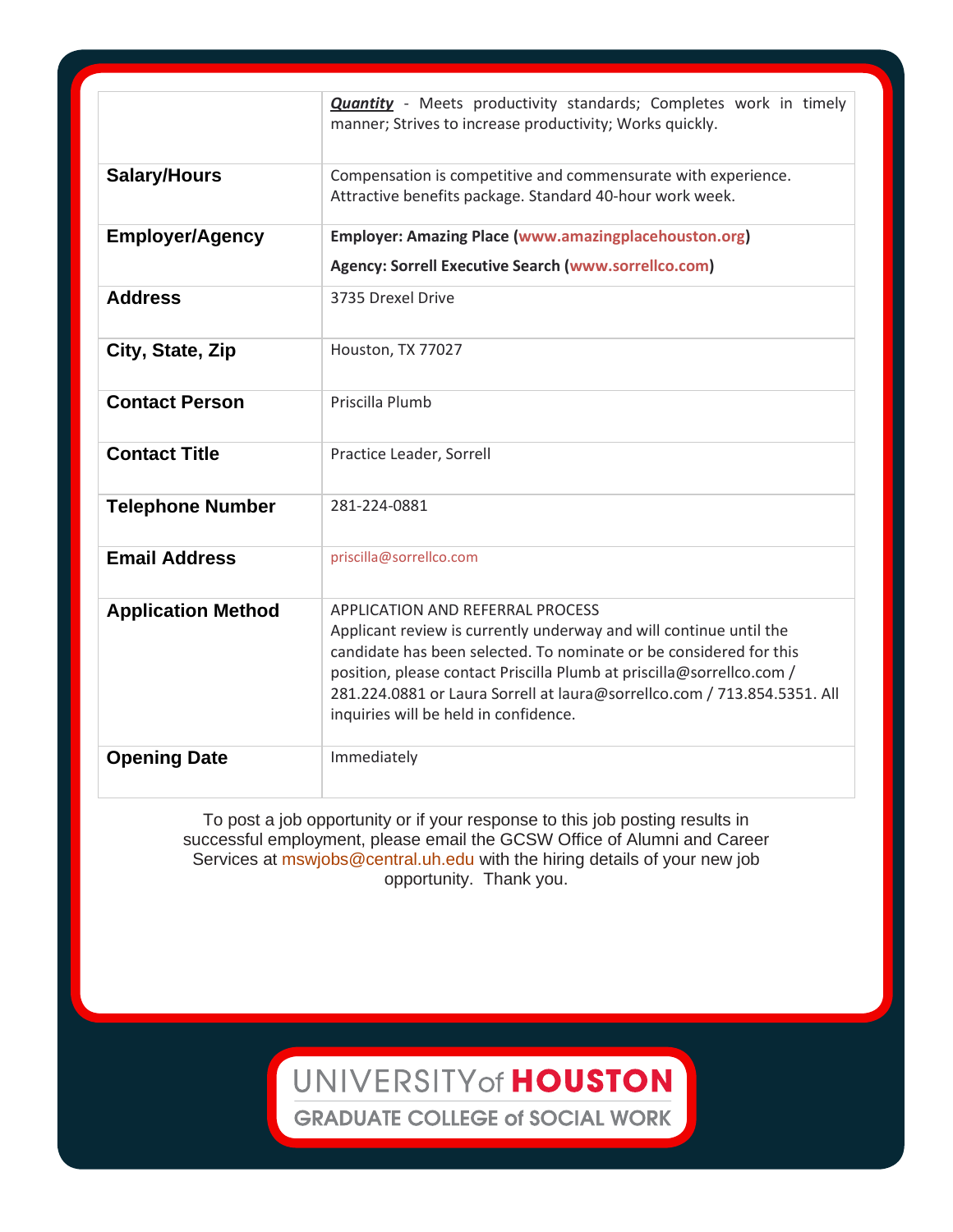| | |
|---|---|
| | ***Quantity*** - Meets productivity standards; Completes work in timely manner; Strives to increase productivity; Works quickly. |
| **Salary/Hours** | Compensation is competitive and commensurate with experience. Attractive benefits package. Standard 40-hour work week. |
| **Employer/Agency** | **Employer: Amazing Place (www.amazingplacehouston.org)** <br> **Agency: Sorrell Executive Search (www.sorrellco.com)** |
| **Address** | 3735 Drexel Drive |
| **City, State, Zip** | Houston, TX 77027 |
| **Contact Person** | Priscilla Plumb |
| **Contact Title** | Practice Leader, Sorrell |
| **Telephone Number** | 281-224-0881 |
| **Email Address** | priscilla@sorrellco.com |
| **Application Method** | APPLICATION AND REFERRAL PROCESS <br> Applicant review is currently underway and will continue until the candidate has been selected. To nominate or be considered for this position, please contact Priscilla Plumb at priscilla@sorrellco.com / 281.224.0881 or Laura Sorrell at laura@sorrellco.com / 713.854.5351. All inquiries will be held in confidence. |
| **Opening Date** | Immediately |

To post a job opportunity or if your response to this job posting results in successful employment, please email the GCSW Office of Alumni and Career Services at mswjobs@central.uh.edu with the hiring details of your new job opportunity. Thank you.

UNIVERSITY of HOUSTON

GRADUATE COLLEGE of SOCIAL WORK